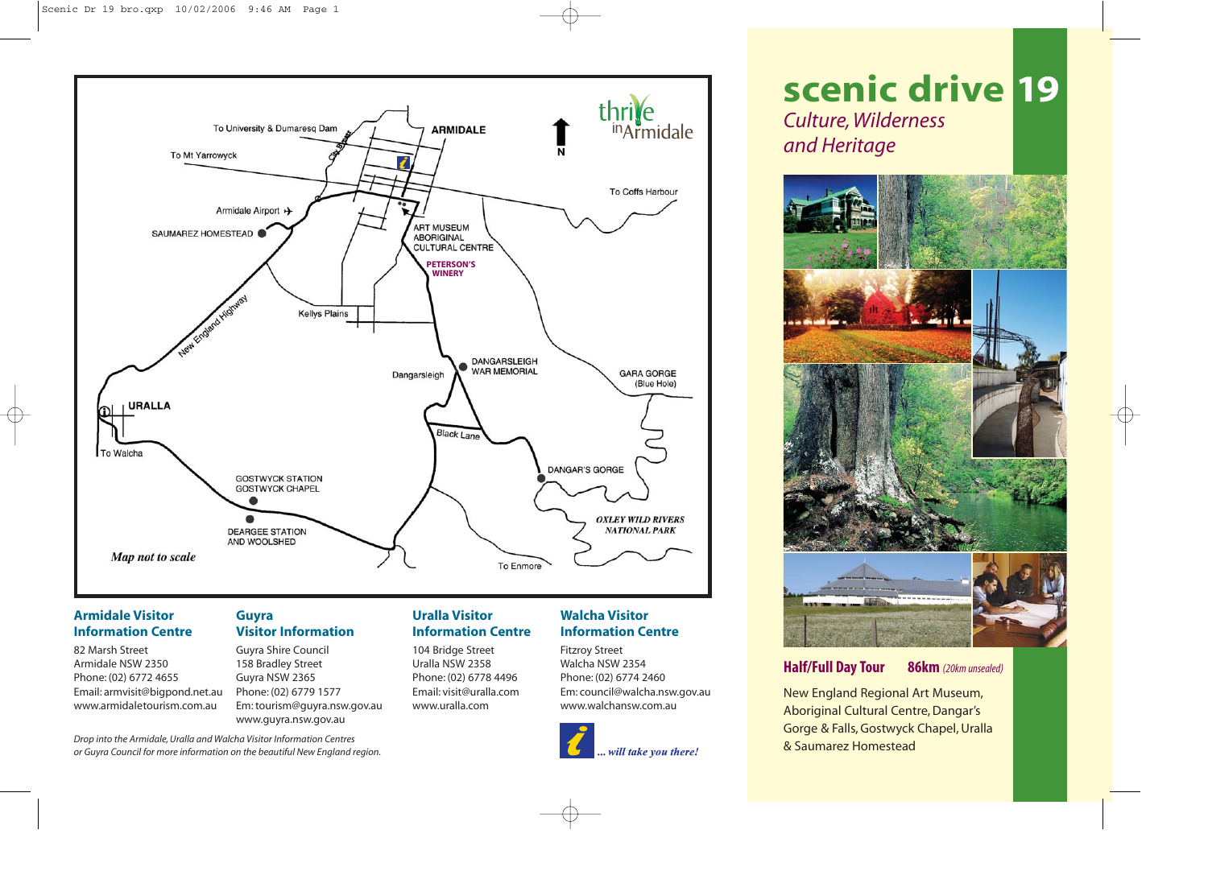# scenic drive 19

*Culture, Wilderness and Heritage*

**Half/Full Day Tour** **86km** *(20km unsealed)*

New England Regional Art Museum, Aboriginal Cultural Centre, Dangar's Gorge & Falls, Gostwyck Chapel, Uralla & Saumarez Homestead

---

To University & Dumaresq Dam
ARMIDALE
To Mt Yarrowyck
To Coffs Harbour
Armidale Airport
SAUMAREZ HOMESTEAD
ART MUSEUM
ABORIGINAL CULTURAL CENTRE
PETERSON'S WINERY
New England Highway
Kellys Plains
DANGARSLEIGH WAR MEMORIAL
Dangarsleigh
GARA GORGE (Blue Hole)
URALLA
Black Lane
To Walcha
DANGAR'S GORGE
GOSTWYCK STATION
GOSTWYCK CHAPEL
OXLEY WILD RIVERS NATIONAL PARK
DEARGEE STATION AND WOOLSHED
*Map not to scale*
To Enmore

thrive in Armidale

---

### Armidale Visitor Information Centre

82 Marsh Street
Armidale NSW 2350
Phone: (02) 6772 4655
Email: armvisit@bigpond.net.au
www.armidaletourism.com.au

### Guyra Visitor Information

Guyra Shire Council
158 Bradley Street
Guyra NSW 2365
Phone: (02) 6779 1577
Em: tourism@guyra.nsw.gov.au
www.guyra.nsw.gov.au

### Uralla Visitor Information Centre

104 Bridge Street
Uralla NSW 2358
Phone: (02) 6778 4496
Email: visit@uralla.com
www.uralla.com

### Walcha Visitor Information Centre

Fitzroy Street
Walcha NSW 2354
Phone: (02) 6774 2460
Em: council@walcha.nsw.gov.au
www.walchansw.com.au

*Drop into the Armidale, Uralla and Walcha Visitor Information Centres or Guyra Council for more information on the beautiful New England region.*

*... will take you there!*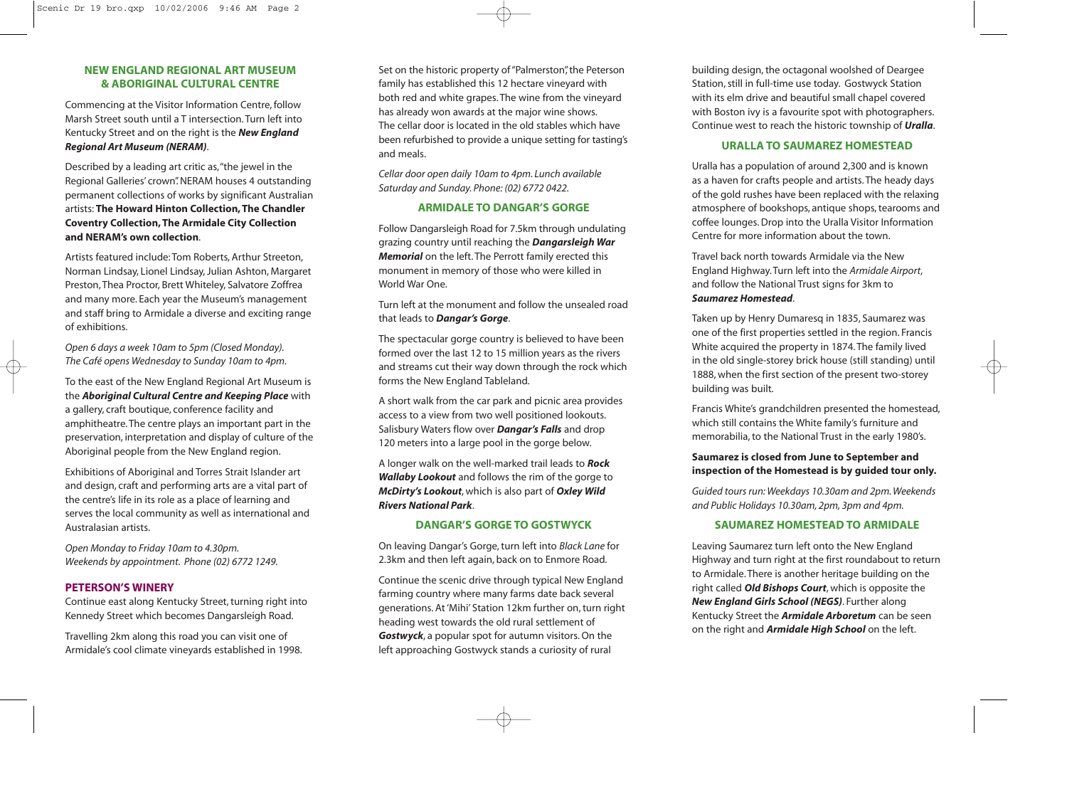## NEW ENGLAND REGIONAL ART MUSEUM & ABORIGINAL CULTURAL CENTRE

Commencing at the Visitor Information Centre, follow Marsh Street south until a T intersection. Turn left into Kentucky Street and on the right is the ***New England Regional Art Museum (NERAM)***.

Described by a leading art critic as, "the jewel in the Regional Galleries' crown". NERAM houses 4 outstanding permanent collections of works by significant Australian artists: **The Howard Hinton Collection, The Chandler Coventry Collection, The Armidale City Collection and NERAM's own collection**.

Artists featured include: Tom Roberts, Arthur Streeton, Norman Lindsay, Lionel Lindsay, Julian Ashton, Margaret Preston, Thea Proctor, Brett Whiteley, Salvatore Zoffrea and many more. Each year the Museum's management and staff bring to Armidale a diverse and exciting range of exhibitions.

*Open 6 days a week 10am to 5pm (Closed Monday). The Café opens Wednesday to Sunday 10am to 4pm.*

To the east of the New England Regional Art Museum is the ***Aboriginal Cultural Centre and Keeping Place*** with a gallery, craft boutique, conference facility and amphitheatre. The centre plays an important part in the preservation, interpretation and display of culture of the Aboriginal people from the New England region.

Exhibitions of Aboriginal and Torres Strait Islander art and design, craft and performing arts are a vital part of the centre's life in its role as a place of learning and serves the local community as well as international and Australasian artists.

*Open Monday to Friday 10am to 4.30pm. Weekends by appointment. Phone (02) 6772 1249.*

## PETERSON'S WINERY

Continue east along Kentucky Street, turning right into Kennedy Street which becomes Dangarsleigh Road.

Travelling 2km along this road you can visit one of Armidale's cool climate vineyards established in 1998. Set on the historic property of "Palmerston", the Peterson family has established this 12 hectare vineyard with both red and white grapes. The wine from the vineyard has already won awards at the major wine shows. The cellar door is located in the old stables which have been refurbished to provide a unique setting for tasting's and meals.

*Cellar door open daily 10am to 4pm. Lunch available Saturday and Sunday. Phone: (02) 6772 0422.*

## ARMIDALE TO DANGAR'S GORGE

Follow Dangarsleigh Road for 7.5km through undulating grazing country until reaching the ***Dangarsleigh War Memorial*** on the left. The Perrott family erected this monument in memory of those who were killed in World War One.

Turn left at the monument and follow the unsealed road that leads to ***Dangar's Gorge***.

The spectacular gorge country is believed to have been formed over the last 12 to 15 million years as the rivers and streams cut their way down through the rock which forms the New England Tableland.

A short walk from the car park and picnic area provides access to a view from two well positioned lookouts. Salisbury Waters flow over ***Dangar's Falls*** and drop 120 meters into a large pool in the gorge below.

A longer walk on the well-marked trail leads to ***Rock Wallaby Lookout*** and follows the rim of the gorge to ***McDirty's Lookout***, which is also part of ***Oxley Wild Rivers National Park***.

## DANGAR'S GORGE TO GOSTWYCK

On leaving Dangar's Gorge, turn left into *Black Lane* for 2.3km and then left again, back on to Enmore Road.

Continue the scenic drive through typical New England farming country where many farms date back several generations. At 'Mihi' Station 12km further on, turn right heading west towards the old rural settlement of ***Gostwyck***, a popular spot for autumn visitors. On the left approaching Gostwyck stands a curiosity of rural building design, the octagonal woolshed of Deargee Station, still in full-time use today. Gostwyck Station with its elm drive and beautiful small chapel covered with Boston ivy is a favourite spot with photographers. Continue west to reach the historic township of ***Uralla***.

## URALLA TO SAUMAREZ HOMESTEAD

Uralla has a population of around 2,300 and is known as a haven for crafts people and artists. The heady days of the gold rushes have been replaced with the relaxing atmosphere of bookshops, antique shops, tearooms and coffee lounges. Drop into the Uralla Visitor Information Centre for more information about the town.

Travel back north towards Armidale via the New England Highway. Turn left into the *Armidale Airport*, and follow the National Trust signs for 3km to ***Saumarez Homestead***.

Taken up by Henry Dumaresq in 1835, Saumarez was one of the first properties settled in the region. Francis White acquired the property in 1874. The family lived in the old single-storey brick house (still standing) until 1888, when the first section of the present two-storey building was built.

Francis White's grandchildren presented the homestead, which still contains the White family's furniture and memorabilia, to the National Trust in the early 1980's.

**Saumarez is closed from June to September and inspection of the Homestead is by guided tour only.**

*Guided tours run: Weekdays 10.30am and 2pm. Weekends and Public Holidays 10.30am, 2pm, 3pm and 4pm.*

## SAUMAREZ HOMESTEAD TO ARMIDALE

Leaving Saumarez turn left onto the New England Highway and turn right at the first roundabout to return to Armidale. There is another heritage building on the right called ***Old Bishops Court***, which is opposite the ***New England Girls School (NEGS)***. Further along Kentucky Street the ***Armidale Arboretum*** can be seen on the right and ***Armidale High School*** on the left.